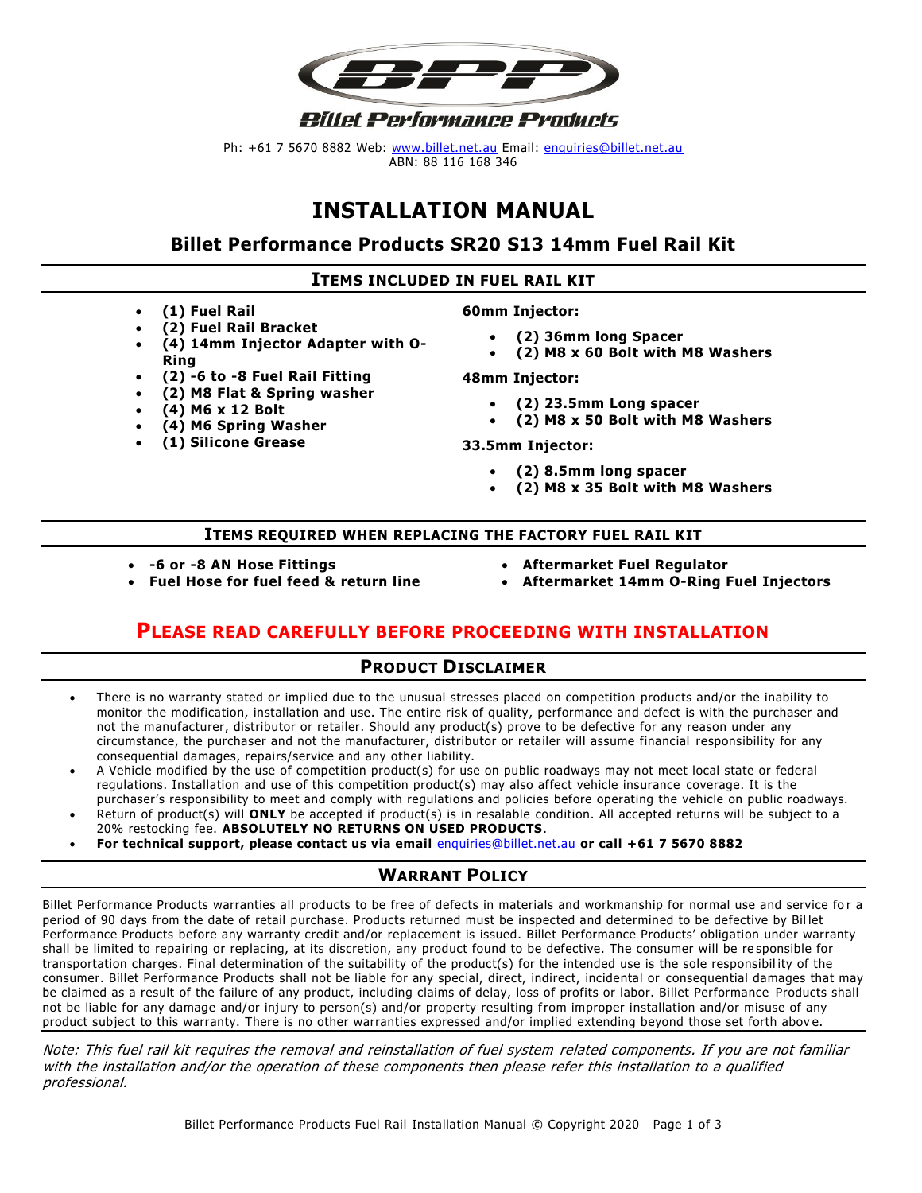**Billet Performance Products**

Ph: +61 7 5670 8882 Web: www.billet.net.au Email: enquiries@billet.net.au
ABN: 88 116 168 346

# INSTALLATION MANUAL

## Billet Performance Products SR20 S13 14mm Fuel Rail Kit

### ITEMS INCLUDED IN FUEL RAIL KIT

- **(1) Fuel Rail**
- **(2) Fuel Rail Bracket**
- **(4) 14mm Injector Adapter with O-Ring**
- **(2) -6 to -8 Fuel Rail Fitting**
- **(2) M8 Flat & Spring washer**
- **(4) M6 x 12 Bolt**
- **(4) M6 Spring Washer**
- **(1) Silicone Grease**

**60mm Injector:**

- **(2) 36mm long Spacer**
- **(2) M8 x 60 Bolt with M8 Washers**

**48mm Injector:**

- **(2) 23.5mm Long spacer**
- **(2) M8 x 50 Bolt with M8 Washers**

**33.5mm Injector:**

- **(2) 8.5mm long spacer**
- **(2) M8 x 35 Bolt with M8 Washers**

### ITEMS REQUIRED WHEN REPLACING THE FACTORY FUEL RAIL KIT

- **-6 or -8 AN Hose Fittings**
- **Fuel Hose for fuel feed & return line**
- **Aftermarket Fuel Regulator**
- **Aftermarket 14mm O-Ring Fuel Injectors**

## PLEASE READ CAREFULLY BEFORE PROCEEDING WITH INSTALLATION

### PRODUCT DISCLAIMER

- There is no warranty stated or implied due to the unusual stresses placed on competition products and/or the inability to monitor the modification, installation and use. The entire risk of quality, performance and defect is with the purchaser and not the manufacturer, distributor or retailer. Should any product(s) prove to be defective for any reason under any circumstance, the purchaser and not the manufacturer, distributor or retailer will assume financial responsibility for any consequential damages, repairs/service and any other liability.
- A Vehicle modified by the use of competition product(s) for use on public roadways may not meet local state or federal regulations. Installation and use of this competition product(s) may also affect vehicle insurance coverage. It is the purchaser's responsibility to meet and comply with regulations and policies before operating the vehicle on public roadways.
- Return of product(s) will **ONLY** be accepted if product(s) is in resalable condition. All accepted returns will be subject to a 20% restocking fee. **ABSOLUTELY NO RETURNS ON USED PRODUCTS**.
- **For technical support, please contact us via email** enquiries@billet.net.au **or call +61 7 5670 8882**

### WARRANT POLICY

Billet Performance Products warranties all products to be free of defects in materials and workmanship for normal use and service for a period of 90 days from the date of retail purchase. Products returned must be inspected and determined to be defective by Billet Performance Products before any warranty credit and/or replacement is issued. Billet Performance Products' obligation under warranty shall be limited to repairing or replacing, at its discretion, any product found to be defective. The consumer will be responsible for transportation charges. Final determination of the suitability of the product(s) for the intended use is the sole responsibility of the consumer. Billet Performance Products shall not be liable for any special, direct, indirect, incidental or consequential damages that may be claimed as a result of the failure of any product, including claims of delay, loss of profits or labor. Billet Performance Products shall not be liable for any damage and/or injury to person(s) and/or property resulting from improper installation and/or misuse of any product subject to this warranty. There is no other warranties expressed and/or implied extending beyond those set forth above.

*Note: This fuel rail kit requires the removal and reinstallation of fuel system related components. If you are not familiar with the installation and/or the operation of these components then please refer this installation to a qualified professional.*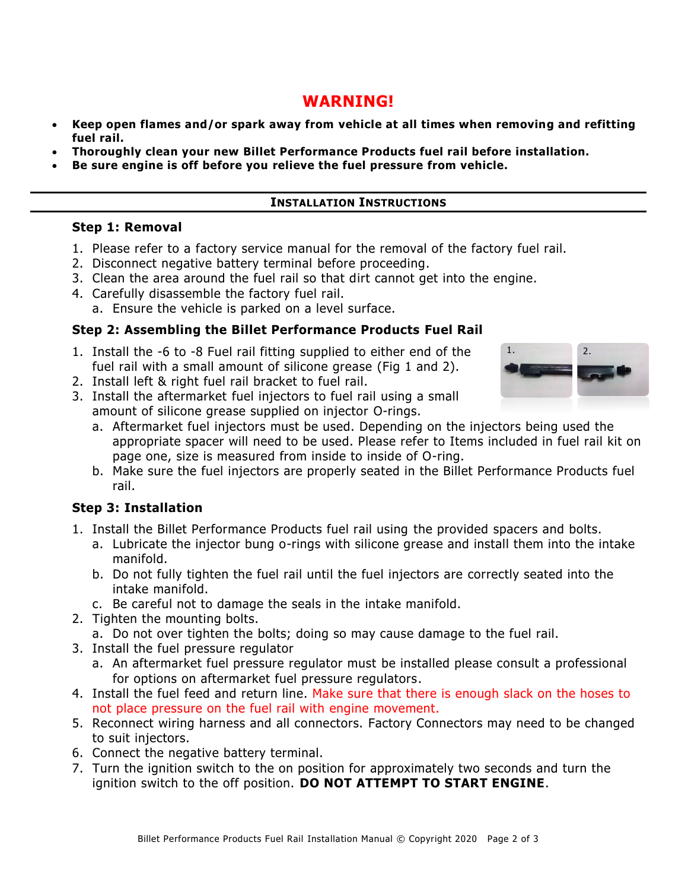# WARNING!

- **Keep open flames and/or spark away from vehicle at all times when removing and refitting fuel rail.**
- **Thoroughly clean your new Billet Performance Products fuel rail before installation.**
- **Be sure engine is off before you relieve the fuel pressure from vehicle.**

## INSTALLATION INSTRUCTIONS

### Step 1: Removal

1. Please refer to a factory service manual for the removal of the factory fuel rail.
2. Disconnect negative battery terminal before proceeding.
3. Clean the area around the fuel rail so that dirt cannot get into the engine.
4. Carefully disassemble the factory fuel rail.
   a. Ensure the vehicle is parked on a level surface.

### Step 2: Assembling the Billet Performance Products Fuel Rail

1. Install the -6 to -8 Fuel rail fitting supplied to either end of the fuel rail with a small amount of silicone grease (Fig 1 and 2).
2. Install left & right fuel rail bracket to fuel rail.
3. Install the aftermarket fuel injectors to fuel rail using a small amount of silicone grease supplied on injector O-rings.
   a. Aftermarket fuel injectors must be used. Depending on the injectors being used the appropriate spacer will need to be used. Please refer to Items included in fuel rail kit on page one, size is measured from inside to inside of O-ring.
   b. Make sure the fuel injectors are properly seated in the Billet Performance Products fuel rail.

### Step 3: Installation

1. Install the Billet Performance Products fuel rail using the provided spacers and bolts.
   a. Lubricate the injector bung o-rings with silicone grease and install them into the intake manifold.
   b. Do not fully tighten the fuel rail until the fuel injectors are correctly seated into the intake manifold.
   c. Be careful not to damage the seals in the intake manifold.
2. Tighten the mounting bolts.
   a. Do not over tighten the bolts; doing so may cause damage to the fuel rail.
3. Install the fuel pressure regulator
   a. An aftermarket fuel pressure regulator must be installed please consult a professional for options on aftermarket fuel pressure regulators.
4. Install the fuel feed and return line. Make sure that there is enough slack on the hoses to not place pressure on the fuel rail with engine movement.
5. Reconnect wiring harness and all connectors. Factory Connectors may need to be changed to suit injectors.
6. Connect the negative battery terminal.
7. Turn the ignition switch to the on position for approximately two seconds and turn the ignition switch to the off position. **DO NOT ATTEMPT TO START ENGINE**.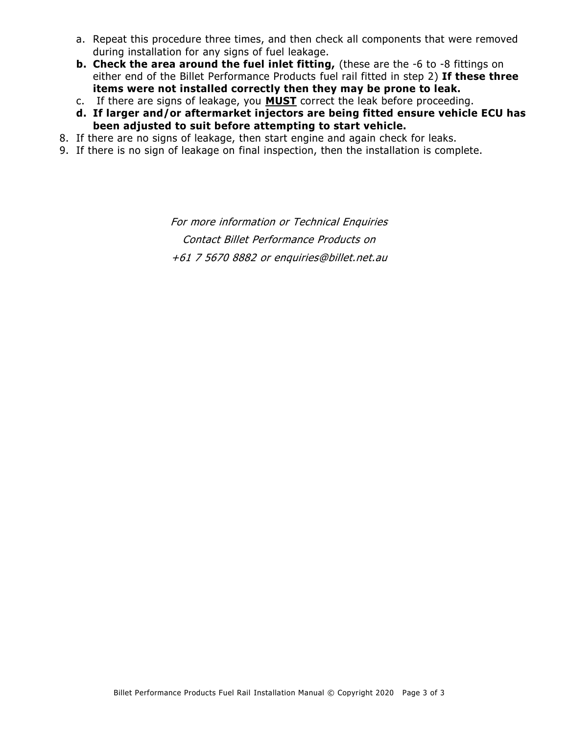a. Repeat this procedure three times, and then check all components that were removed during installation for any signs of fuel leakage.
   b. **Check the area around the fuel inlet fitting,** (these are the -6 to -8 fittings on either end of the Billet Performance Products fuel rail fitted in step 2) **If these three items were not installed correctly then they may be prone to leak.**
   c. If there are signs of leakage, you **MUST** correct the leak before proceeding.
   d. **If larger and/or aftermarket injectors are being fitted ensure vehicle ECU has been adjusted to suit before attempting to start vehicle.**
8. If there are no signs of leakage, then start engine and again check for leaks.
9. If there is no sign of leakage on final inspection, then the installation is complete.

*For more information or Technical Enquiries*

*Contact Billet Performance Products on*

*+61 7 5670 8882 or enquiries@billet.net.au*